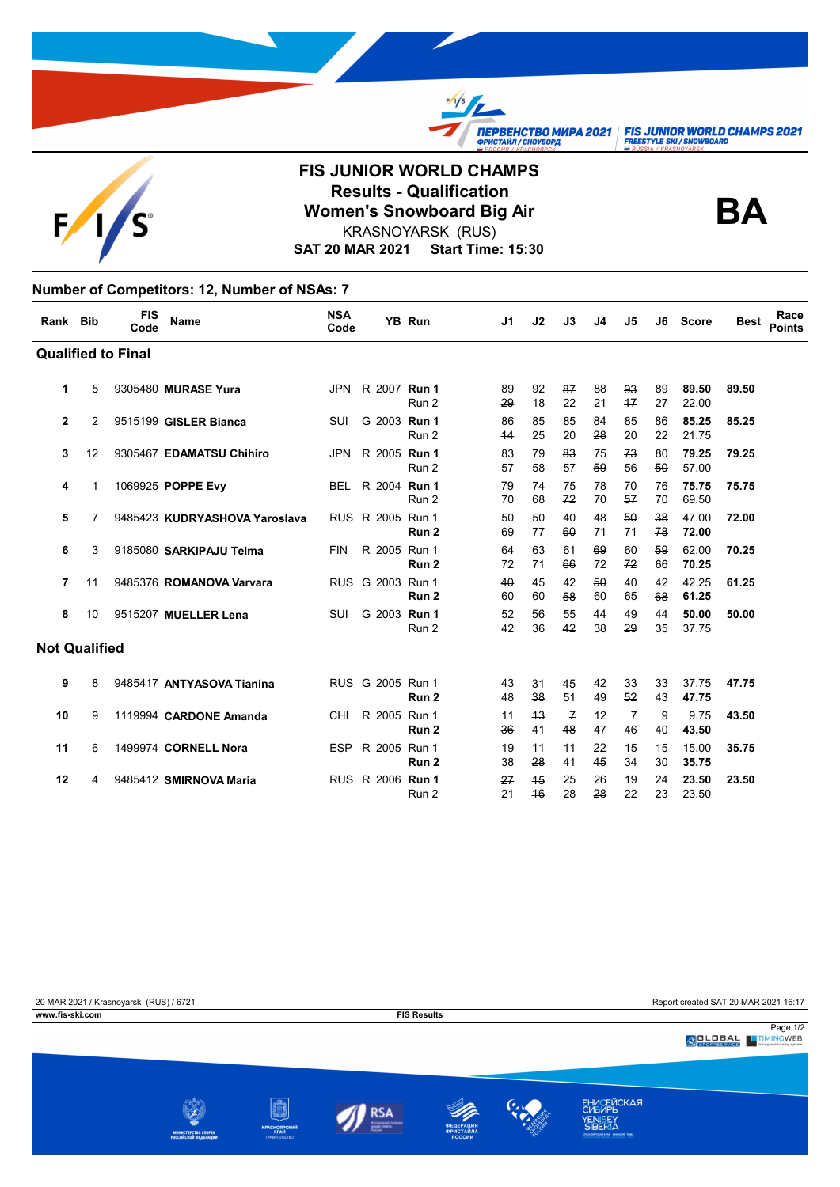# FIS JUNIOR WORLD CHAMPS

## Results - Qualification

## Women's Snowboard Big Air

KRASNOYARSK (RUS)

**SAT 20 MAR 2021 Start Time: 15:30**

**BA**

**Number of Competitors: 12, Number of NSAs: 7**

| Rank | Bib | FIS Code | Name | NSA Code | | YB | Run | J1 | J2 | J3 | J4 | J5 | J6 | Score | Best | Race Points |
|---|---|---|---|---|---|---|---|---|---|---|---|---|---|---|---|---|
| **Qualified to Final** | | | | | | | | | | | | | | | | |
| 1 | 5 | 9305480 | **MURASE Yura** | JPN | R | 2007 | **Run 1** | 89 | 92 | ~~87~~ | 88 | ~~93~~ | 89 | **89.50** | **89.50** | |
| | | | | | | | Run 2 | ~~29~~ | 18 | 22 | 21 | ~~17~~ | 27 | 22.00 | | |
| 2 | 2 | 9515199 | **GISLER Bianca** | SUI | G | 2003 | **Run 1** | 86 | 85 | 85 | ~~84~~ | 85 | ~~86~~ | **85.25** | **85.25** | |
| | | | | | | | Run 2 | ~~14~~ | 25 | 20 | ~~28~~ | 20 | 22 | 21.75 | | |
| 3 | 12 | 9305467 | **EDAMATSU Chihiro** | JPN | R | 2005 | **Run 1** | 83 | 79 | ~~83~~ | 75 | ~~73~~ | 80 | **79.25** | **79.25** | |
| | | | | | | | Run 2 | 57 | 58 | 57 | ~~59~~ | 56 | ~~50~~ | 57.00 | | |
| 4 | 1 | 1069925 | **POPPE Evy** | BEL | R | 2004 | **Run 1** | ~~79~~ | 74 | 75 | 78 | ~~70~~ | 76 | **75.75** | **75.75** | |
| | | | | | | | Run 2 | 70 | 68 | ~~72~~ | 70 | ~~57~~ | 70 | 69.50 | | |
| 5 | 7 | 9485423 | **KUDRYASHOVA Yaroslava** | RUS | R | 2005 | Run 1 | 50 | 50 | 40 | 48 | ~~50~~ | ~~38~~ | 47.00 | **72.00** | |
| | | | | | | | **Run 2** | 69 | 77 | ~~60~~ | 71 | 71 | ~~78~~ | **72.00** | | |
| 6 | 3 | 9185080 | **SARKIPAJU Telma** | FIN | R | 2005 | Run 1 | 64 | 63 | 61 | ~~69~~ | 60 | ~~59~~ | 62.00 | **70.25** | |
| | | | | | | | **Run 2** | 72 | 71 | ~~66~~ | 72 | ~~72~~ | 66 | **70.25** | | |
| 7 | 11 | 9485376 | **ROMANOVA Varvara** | RUS | G | 2003 | Run 1 | ~~40~~ | 45 | 42 | ~~50~~ | 40 | 42 | 42.25 | **61.25** | |
| | | | | | | | **Run 2** | 60 | 60 | ~~58~~ | 60 | 65 | ~~68~~ | **61.25** | | |
| 8 | 10 | 9515207 | **MUELLER Lena** | SUI | G | 2003 | **Run 1** | 52 | ~~56~~ | 55 | ~~44~~ | 49 | 44 | **50.00** | **50.00** | |
| | | | | | | | Run 2 | 42 | 36 | ~~42~~ | 38 | ~~29~~ | 35 | 37.75 | | |
| **Not Qualified** | | | | | | | | | | | | | | | | |
| 9 | 8 | 9485417 | **ANTYASOVA Tianina** | RUS | G | 2005 | Run 1 | 43 | ~~31~~ | ~~45~~ | 42 | 33 | 33 | 37.75 | **47.75** | |
| | | | | | | | **Run 2** | 48 | ~~38~~ | 51 | 49 | ~~52~~ | 43 | **47.75** | | |
| 10 | 9 | 1119994 | **CARDONE Amanda** | CHI | R | 2005 | Run 1 | 11 | ~~13~~ | ~~7~~ | 12 | 7 | 9 | 9.75 | **43.50** | |
| | | | | | | | **Run 2** | ~~36~~ | 41 | ~~48~~ | 47 | 46 | 40 | **43.50** | | |
| 11 | 6 | 1499974 | **CORNELL Nora** | ESP | R | 2005 | Run 1 | 19 | ~~11~~ | 11 | ~~22~~ | 15 | 15 | 15.00 | **35.75** | |
| | | | | | | | **Run 2** | 38 | ~~28~~ | 41 | ~~45~~ | 34 | 30 | **35.75** | | |
| 12 | 4 | 9485412 | **SMIRNOVA Maria** | RUS | R | 2006 | **Run 1** | ~~27~~ | ~~15~~ | 25 | 26 | 19 | 24 | **23.50** | **23.50** | |
| | | | | | | | Run 2 | 21 | ~~16~~ | 28 | ~~28~~ | 22 | 23 | 23.50 | | |

20 MAR 2021 / Krasnoyarsk (RUS) / 6721 — Report created SAT 20 MAR 2021 16:17

www.fis-ski.com — FIS Results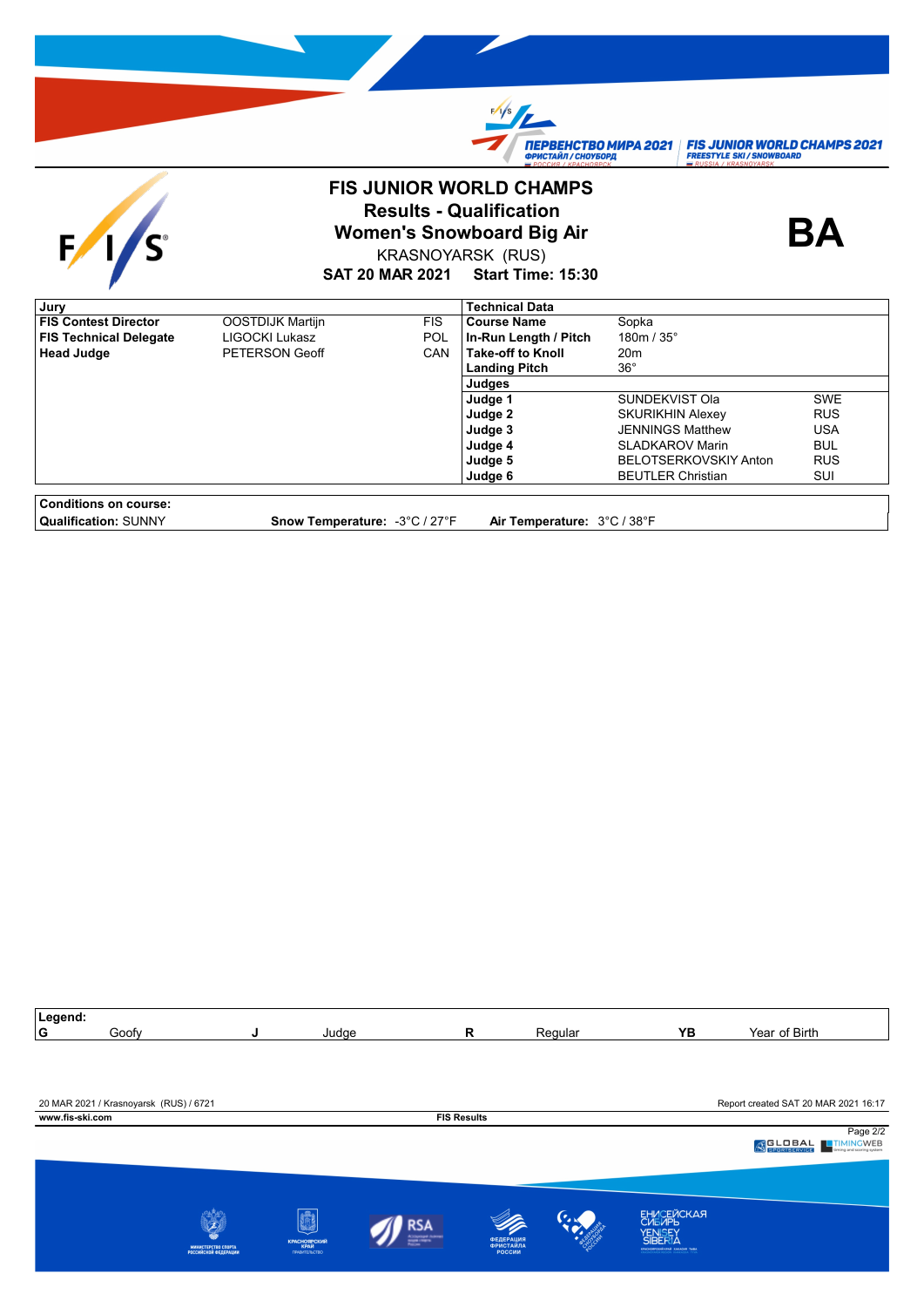# FIS JUNIOR WORLD CHAMPS

## Results - Qualification

## Women's Snowboard Big Air

KRASNOYARSK (RUS)

**SAT 20 MAR 2021 Start Time: 15:30**

**BA**

| Jury | | | Technical Data | | |
|---|---|---|---|---|---|
| **FIS Contest Director** | OOSTDIJK Martijn | FIS | **Course Name** | Sopka | |
| **FIS Technical Delegate** | LIGOCKI Lukasz | POL | **In-Run Length / Pitch** | 180m / 35° | |
| **Head Judge** | PETERSON Geoff | CAN | **Take-off to Knoll** | 20m | |
| | | | **Landing Pitch** | 36° | |
| | | | **Judges** | | |
| | | | **Judge 1** | SUNDEKVIST Ola | SWE |
| | | | **Judge 2** | SKURIKHIN Alexey | RUS |
| | | | **Judge 3** | JENNINGS Matthew | USA |
| | | | **Judge 4** | SLADKAROV Marin | BUL |
| | | | **Judge 5** | BELOTSERKOVSKIY Anton | RUS |
| | | | **Judge 6** | BEUTLER Christian | SUI |

**Conditions on course:**

**Qualification:** SUNNY **Snow Temperature:** -3°C / 27°F **Air Temperature:** 3°C / 38°F

**Legend:**

| | | | | | | | |
|---|---|---|---|---|---|---|---|
| **G** | Goofy | **J** | Judge | **R** | Regular | **YB** | Year of Birth |

20 MAR 2021 / Krasnoyarsk (RUS) / 6721

Report created SAT 20 MAR 2021 16:17